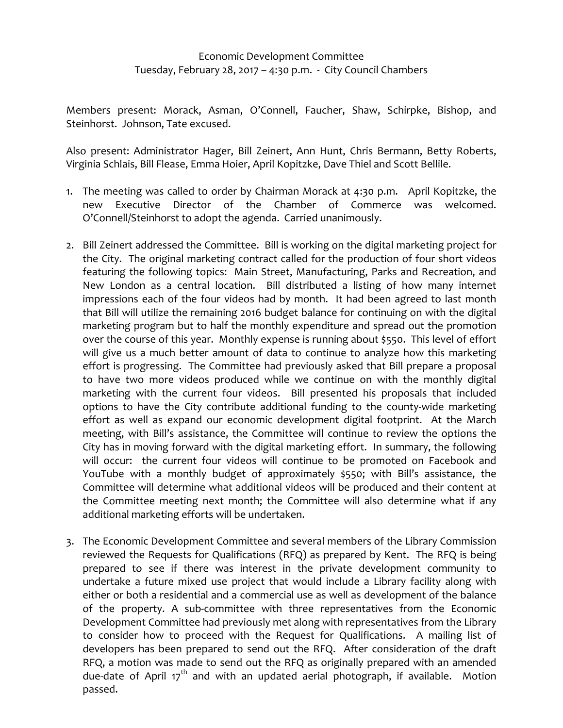Economic Development Committee

Tuesday, February 28, 2017 – 4:30 p.m. - City Council Chambers

Members present: Morack, Asman, O'Connell, Faucher, Shaw, Schirpke, Bishop, and Steinhorst. Johnson, Tate excused.

Also present: Administrator Hager, Bill Zeinert, Ann Hunt, Chris Bermann, Betty Roberts, Virginia Schlais, Bill Flease, Emma Hoier, April Kopitzke, Dave Thiel and Scott Bellile.

1. The meeting was called to order by Chairman Morack at 4:30 p.m. April Kopitzke, the new Executive Director of the Chamber of Commerce was welcomed. O'Connell/Steinhorst to adopt the agenda. Carried unanimously.

2. Bill Zeinert addressed the Committee. Bill is working on the digital marketing project for the City. The original marketing contract called for the production of four short videos featuring the following topics: Main Street, Manufacturing, Parks and Recreation, and New London as a central location. Bill distributed a listing of how many internet impressions each of the four videos had by month. It had been agreed to last month that Bill will utilize the remaining 2016 budget balance for continuing on with the digital marketing program but to half the monthly expenditure and spread out the promotion over the course of this year. Monthly expense is running about $550. This level of effort will give us a much better amount of data to continue to analyze how this marketing effort is progressing. The Committee had previously asked that Bill prepare a proposal to have two more videos produced while we continue on with the monthly digital marketing with the current four videos. Bill presented his proposals that included options to have the City contribute additional funding to the county-wide marketing effort as well as expand our economic development digital footprint. At the March meeting, with Bill's assistance, the Committee will continue to review the options the City has in moving forward with the digital marketing effort. In summary, the following will occur: the current four videos will continue to be promoted on Facebook and YouTube with a monthly budget of approximately $550; with Bill's assistance, the Committee will determine what additional videos will be produced and their content at the Committee meeting next month; the Committee will also determine what if any additional marketing efforts will be undertaken.

3. The Economic Development Committee and several members of the Library Commission reviewed the Requests for Qualifications (RFQ) as prepared by Kent. The RFQ is being prepared to see if there was interest in the private development community to undertake a future mixed use project that would include a Library facility along with either or both a residential and a commercial use as well as development of the balance of the property. A sub-committee with three representatives from the Economic Development Committee had previously met along with representatives from the Library to consider how to proceed with the Request for Qualifications. A mailing list of developers has been prepared to send out the RFQ. After consideration of the draft RFQ, a motion was made to send out the RFQ as originally prepared with an amended due-date of April 17th and with an updated aerial photograph, if available. Motion passed.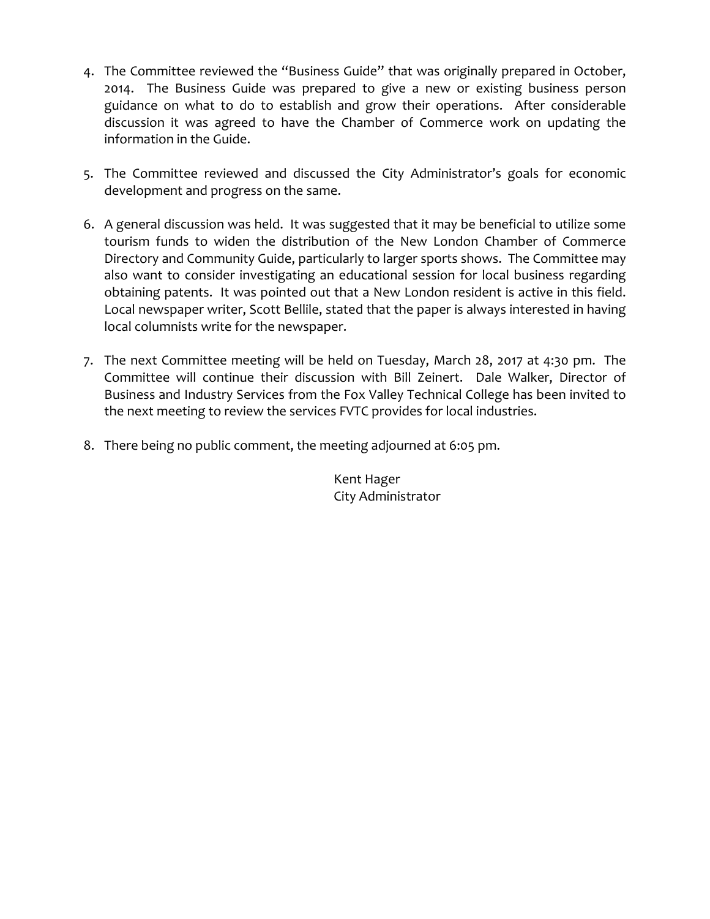4. The Committee reviewed the "Business Guide" that was originally prepared in October, 2014. The Business Guide was prepared to give a new or existing business person guidance on what to do to establish and grow their operations. After considerable discussion it was agreed to have the Chamber of Commerce work on updating the information in the Guide.

5. The Committee reviewed and discussed the City Administrator's goals for economic development and progress on the same.

6. A general discussion was held. It was suggested that it may be beneficial to utilize some tourism funds to widen the distribution of the New London Chamber of Commerce Directory and Community Guide, particularly to larger sports shows. The Committee may also want to consider investigating an educational session for local business regarding obtaining patents. It was pointed out that a New London resident is active in this field. Local newspaper writer, Scott Bellile, stated that the paper is always interested in having local columnists write for the newspaper.

7. The next Committee meeting will be held on Tuesday, March 28, 2017 at 4:30 pm. The Committee will continue their discussion with Bill Zeinert. Dale Walker, Director of Business and Industry Services from the Fox Valley Technical College has been invited to the next meeting to review the services FVTC provides for local industries.

8. There being no public comment, the meeting adjourned at 6:05 pm.

Kent Hager
City Administrator